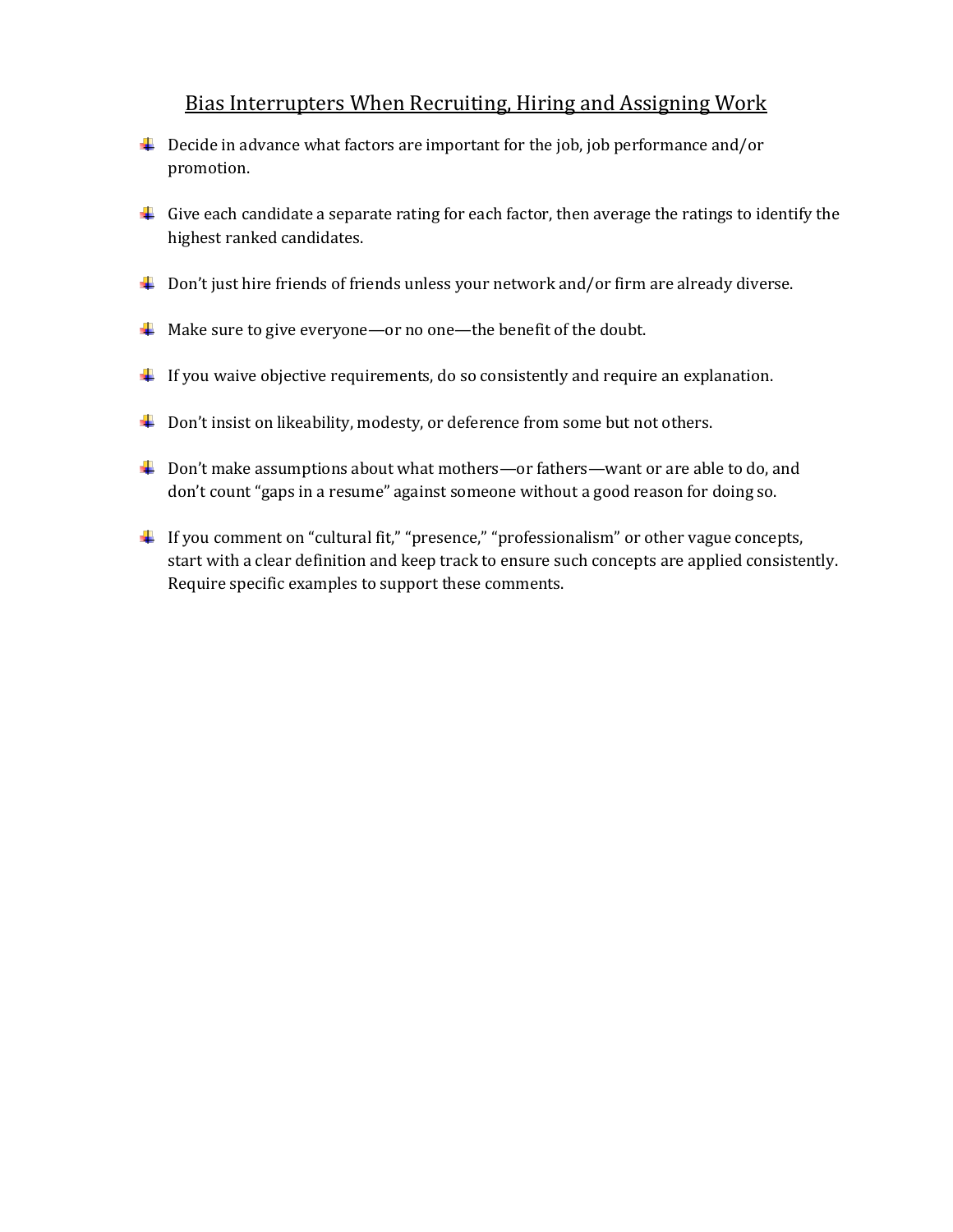# Bias Interrupters When Recruiting, Hiring and Assigning Work

- Decide in advance what factors are important for the job, job performance and/or promotion.
- Give each candidate a separate rating for each factor, then average the ratings to identify the highest ranked candidates.
- Don't just hire friends of friends unless your network and/or firm are already diverse.
- Make sure to give everyone—or no one—the benefit of the doubt.
- If you waive objective requirements, do so consistently and require an explanation.
- Don't insist on likeability, modesty, or deference from some but not others.
- Don't make assumptions about what mothers—or fathers—want or are able to do, and don't count "gaps in a resume" against someone without a good reason for doing so.
- If you comment on "cultural fit," "presence," "professionalism" or other vague concepts, start with a clear definition and keep track to ensure such concepts are applied consistently. Require specific examples to support these comments.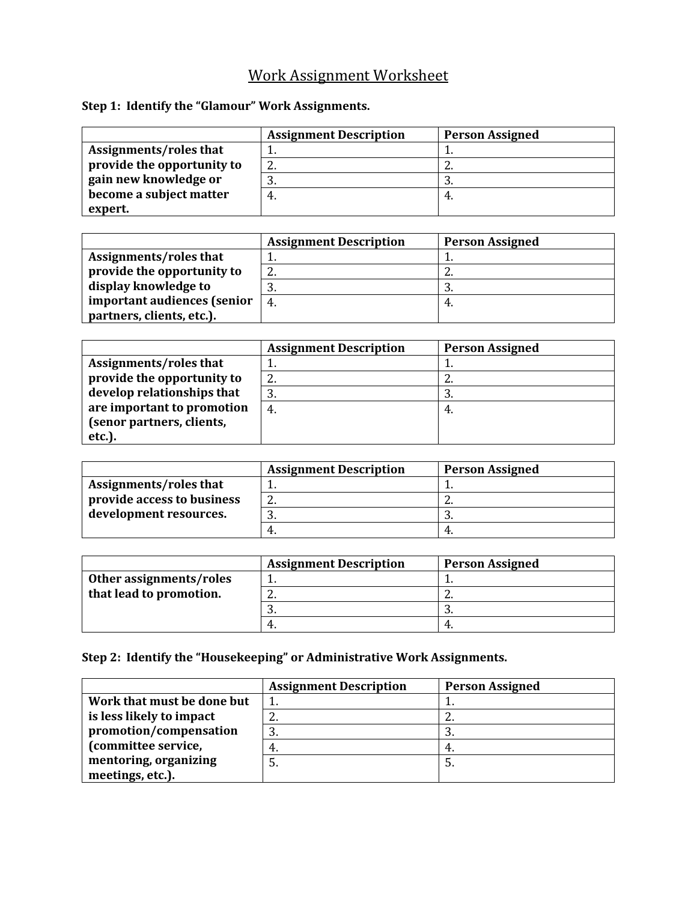# Work Assignment Worksheet

**Step 1: Identify the "Glamour" Work Assignments.**

| | Assignment Description | Person Assigned |
|---|---|---|
| **Assignments/roles that provide the opportunity to gain new knowledge or become a subject matter expert.** | 1. | 1. |
| | 2. | 2. |
| | 3. | 3. |
| | 4. | 4. |

| | Assignment Description | Person Assigned |
|---|---|---|
| **Assignments/roles that provide the opportunity to display knowledge to important audiences (senior partners, clients, etc.).** | 1. | 1. |
| | 2. | 2. |
| | 3. | 3. |
| | 4. | 4. |

| | Assignment Description | Person Assigned |
|---|---|---|
| **Assignments/roles that provide the opportunity to develop relationships that are important to promotion (senor partners, clients, etc.).** | 1. | 1. |
| | 2. | 2. |
| | 3. | 3. |
| | 4. | 4. |

| | Assignment Description | Person Assigned |
|---|---|---|
| **Assignments/roles that provide access to business development resources.** | 1. | 1. |
| | 2. | 2. |
| | 3. | 3. |
| | 4. | 4. |

| | Assignment Description | Person Assigned |
|---|---|---|
| **Other assignments/roles that lead to promotion.** | 1. | 1. |
| | 2. | 2. |
| | 3. | 3. |
| | 4. | 4. |

**Step 2: Identify the "Housekeeping" or Administrative Work Assignments.**

| | Assignment Description | Person Assigned |
|---|---|---|
| **Work that must be done but is less likely to impact promotion/compensation (committee service, mentoring, organizing meetings, etc.).** | 1. | 1. |
| | 2. | 2. |
| | 3. | 3. |
| | 4. | 4. |
| | 5. | 5. |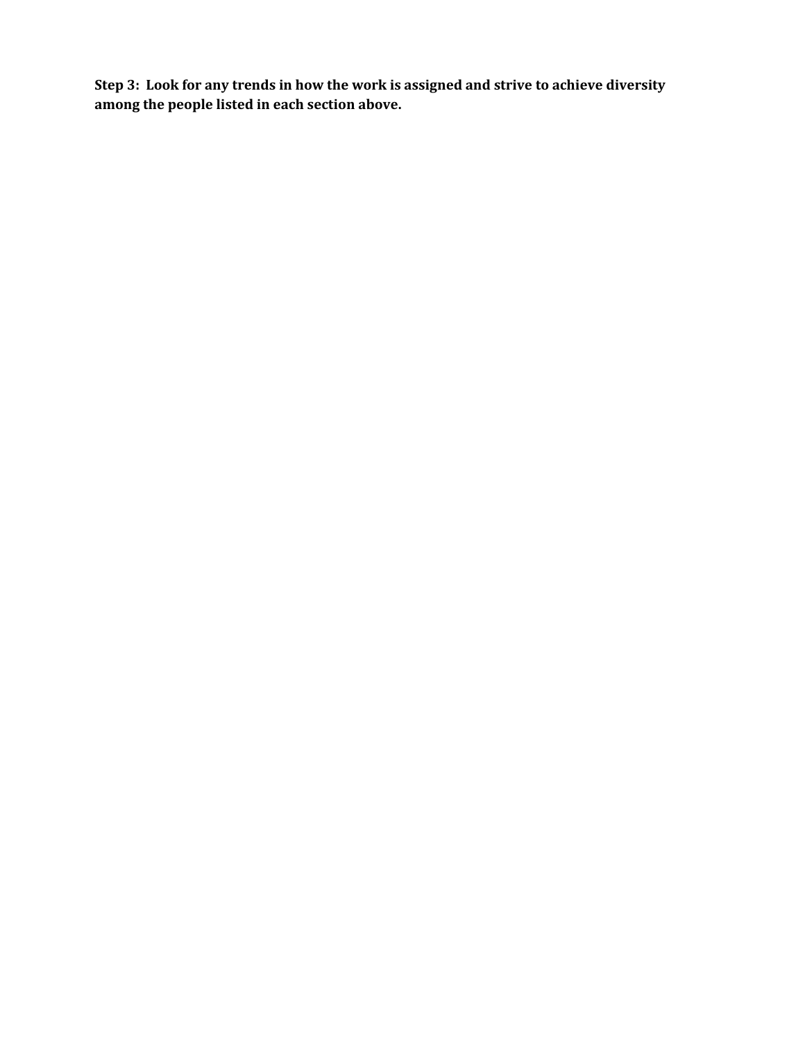**Step 3: Look for any trends in how the work is assigned and strive to achieve diversity among the people listed in each section above.**